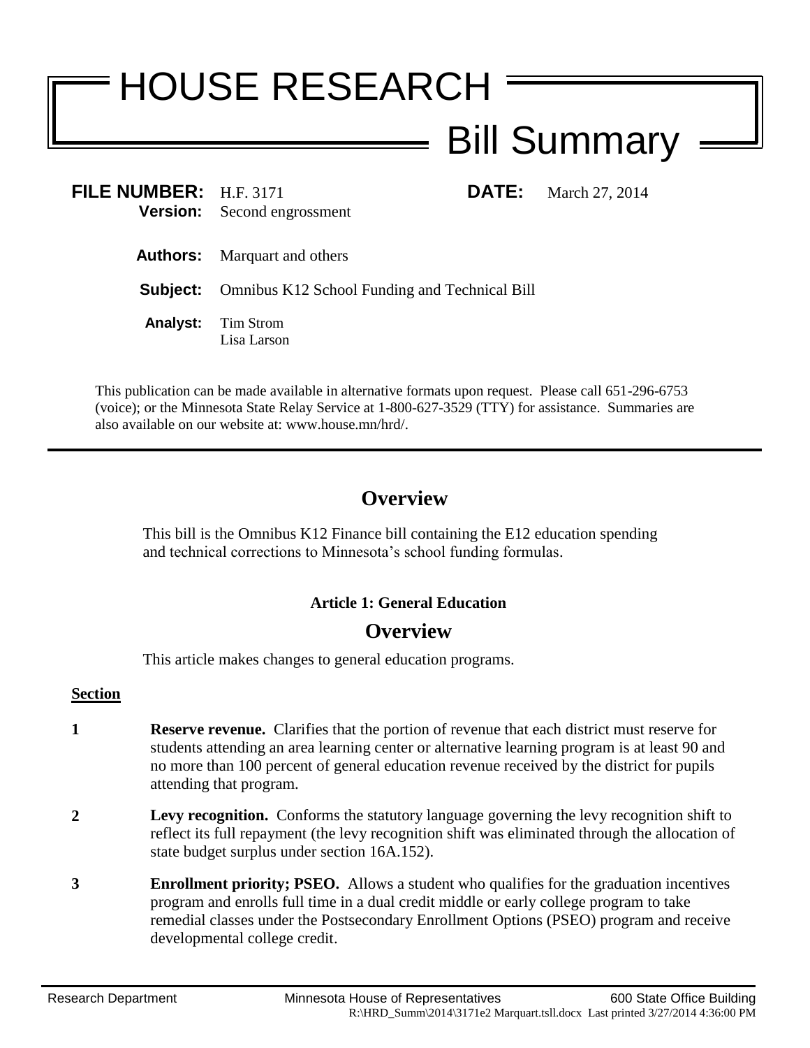# HOUSE RESEARCH

## Bill Summary

**FILE NUMBER:** H.F. 3171 **DATE:** March 27, 2014
**Version:** Second engrossment

**Authors:** Marquart and others

**Subject:** Omnibus K12 School Funding and Technical Bill

**Analyst:** Tim Strom
Lisa Larson

This publication can be made available in alternative formats upon request. Please call 651-296-6753 (voice); or the Minnesota State Relay Service at 1-800-627-3529 (TTY) for assistance. Summaries are also available on our website at: www.house.mn/hrd/.

---

## Overview

This bill is the Omnibus K12 Finance bill containing the E12 education spending and technical corrections to Minnesota's school funding formulas.

### Article 1: General Education

## Overview

This article makes changes to general education programs.

**Section**

**1** **Reserve revenue.** Clarifies that the portion of revenue that each district must reserve for students attending an area learning center or alternative learning program is at least 90 and no more than 100 percent of general education revenue received by the district for pupils attending that program.

**2** **Levy recognition.** Conforms the statutory language governing the levy recognition shift to reflect its full repayment (the levy recognition shift was eliminated through the allocation of state budget surplus under section 16A.152).

**3** **Enrollment priority; PSEO.** Allows a student who qualifies for the graduation incentives program and enrolls full time in a dual credit middle or early college program to take remedial classes under the Postsecondary Enrollment Options (PSEO) program and receive developmental college credit.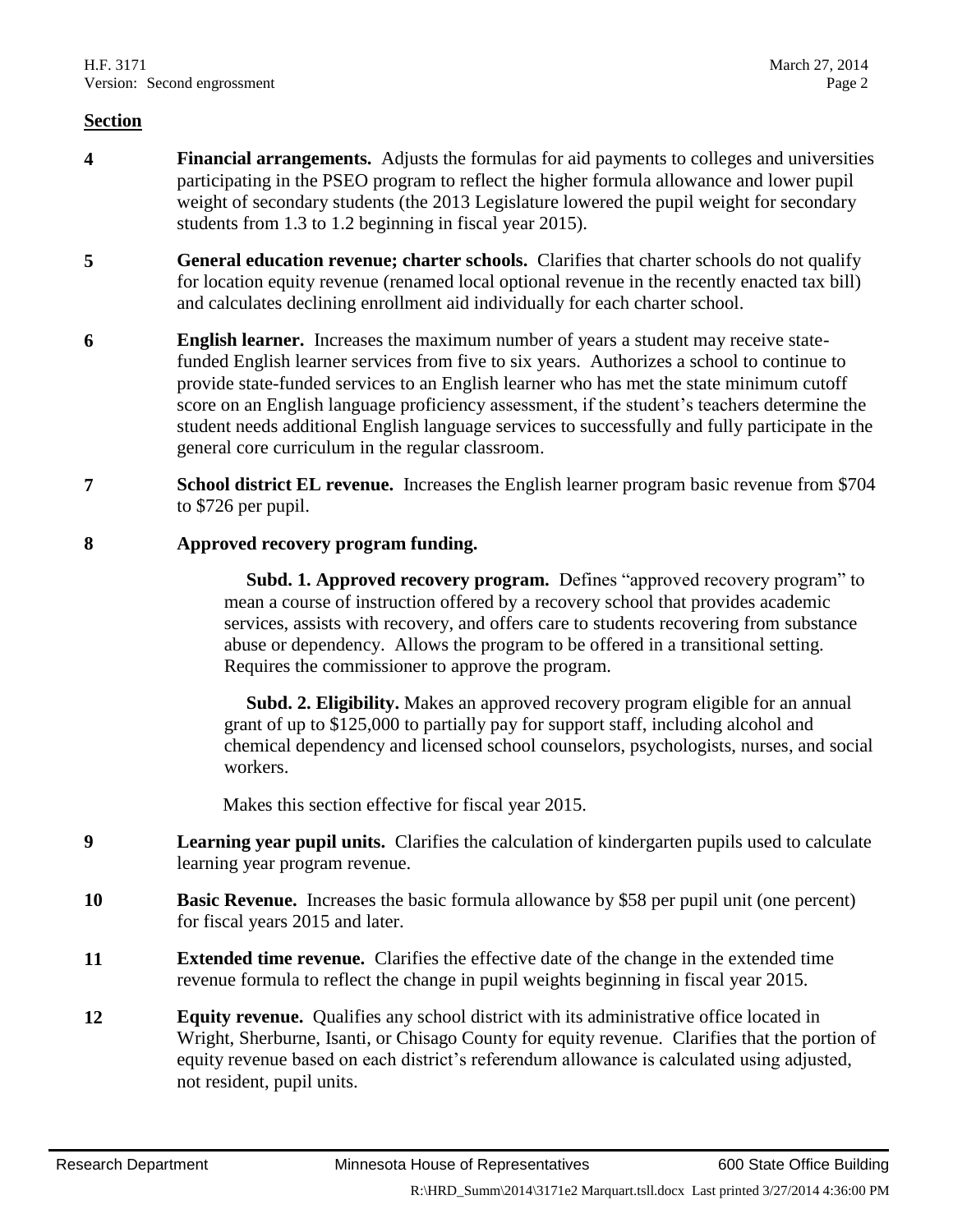**Section**

**4** **Financial arrangements.** Adjusts the formulas for aid payments to colleges and universities participating in the PSEO program to reflect the higher formula allowance and lower pupil weight of secondary students (the 2013 Legislature lowered the pupil weight for secondary students from 1.3 to 1.2 beginning in fiscal year 2015).

**5** **General education revenue; charter schools.** Clarifies that charter schools do not qualify for location equity revenue (renamed local optional revenue in the recently enacted tax bill) and calculates declining enrollment aid individually for each charter school.

**6** **English learner.** Increases the maximum number of years a student may receive state-funded English learner services from five to six years. Authorizes a school to continue to provide state-funded services to an English learner who has met the state minimum cutoff score on an English language proficiency assessment, if the student's teachers determine the student needs additional English language services to successfully and fully participate in the general core curriculum in the regular classroom.

**7** **School district EL revenue.** Increases the English learner program basic revenue from $704 to $726 per pupil.

**8** **Approved recovery program funding.**

**Subd. 1. Approved recovery program.** Defines "approved recovery program" to mean a course of instruction offered by a recovery school that provides academic services, assists with recovery, and offers care to students recovering from substance abuse or dependency. Allows the program to be offered in a transitional setting. Requires the commissioner to approve the program.

**Subd. 2. Eligibility.** Makes an approved recovery program eligible for an annual grant of up to $125,000 to partially pay for support staff, including alcohol and chemical dependency and licensed school counselors, psychologists, nurses, and social workers.

Makes this section effective for fiscal year 2015.

**9** **Learning year pupil units.** Clarifies the calculation of kindergarten pupils used to calculate learning year program revenue.

**10** **Basic Revenue.** Increases the basic formula allowance by $58 per pupil unit (one percent) for fiscal years 2015 and later.

**11** **Extended time revenue.** Clarifies the effective date of the change in the extended time revenue formula to reflect the change in pupil weights beginning in fiscal year 2015.

**12** **Equity revenue.** Qualifies any school district with its administrative office located in Wright, Sherburne, Isanti, or Chisago County for equity revenue. Clarifies that the portion of equity revenue based on each district's referendum allowance is calculated using adjusted, not resident, pupil units.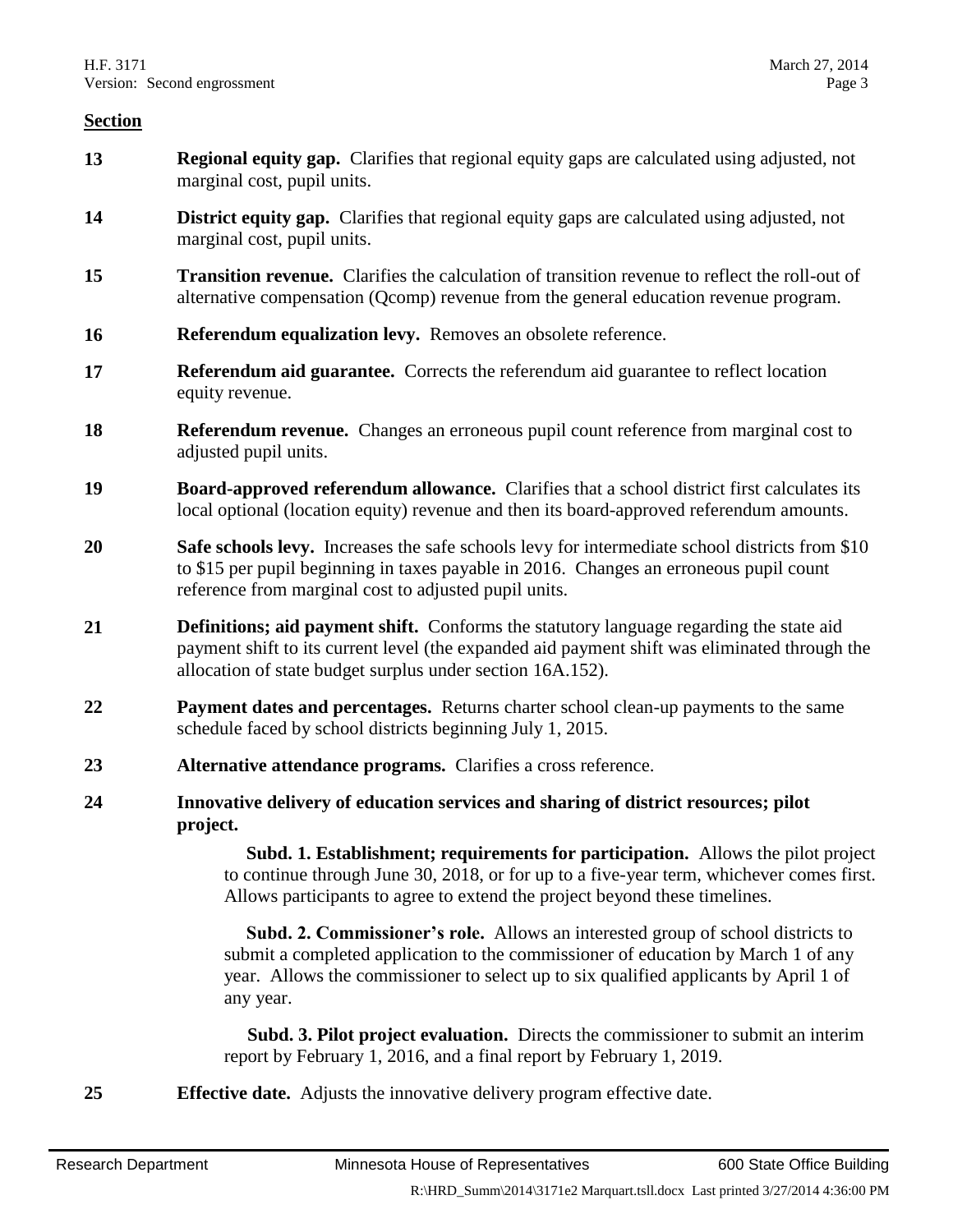**Section**

**13** **Regional equity gap.** Clarifies that regional equity gaps are calculated using adjusted, not marginal cost, pupil units.

**14** **District equity gap.** Clarifies that regional equity gaps are calculated using adjusted, not marginal cost, pupil units.

**15** **Transition revenue.** Clarifies the calculation of transition revenue to reflect the roll-out of alternative compensation (Qcomp) revenue from the general education revenue program.

**16** **Referendum equalization levy.** Removes an obsolete reference.

**17** **Referendum aid guarantee.** Corrects the referendum aid guarantee to reflect location equity revenue.

**18** **Referendum revenue.** Changes an erroneous pupil count reference from marginal cost to adjusted pupil units.

**19** **Board-approved referendum allowance.** Clarifies that a school district first calculates its local optional (location equity) revenue and then its board-approved referendum amounts.

**20** **Safe schools levy.** Increases the safe schools levy for intermediate school districts from $10 to $15 per pupil beginning in taxes payable in 2016. Changes an erroneous pupil count reference from marginal cost to adjusted pupil units.

**21** **Definitions; aid payment shift.** Conforms the statutory language regarding the state aid payment shift to its current level (the expanded aid payment shift was eliminated through the allocation of state budget surplus under section 16A.152).

**22** **Payment dates and percentages.** Returns charter school clean-up payments to the same schedule faced by school districts beginning July 1, 2015.

**23** **Alternative attendance programs.** Clarifies a cross reference.

**24** **Innovative delivery of education services and sharing of district resources; pilot project.**

**Subd. 1. Establishment; requirements for participation.** Allows the pilot project to continue through June 30, 2018, or for up to a five-year term, whichever comes first. Allows participants to agree to extend the project beyond these timelines.

**Subd. 2. Commissioner's role.** Allows an interested group of school districts to submit a completed application to the commissioner of education by March 1 of any year. Allows the commissioner to select up to six qualified applicants by April 1 of any year.

**Subd. 3. Pilot project evaluation.** Directs the commissioner to submit an interim report by February 1, 2016, and a final report by February 1, 2019.

**25** **Effective date.** Adjusts the innovative delivery program effective date.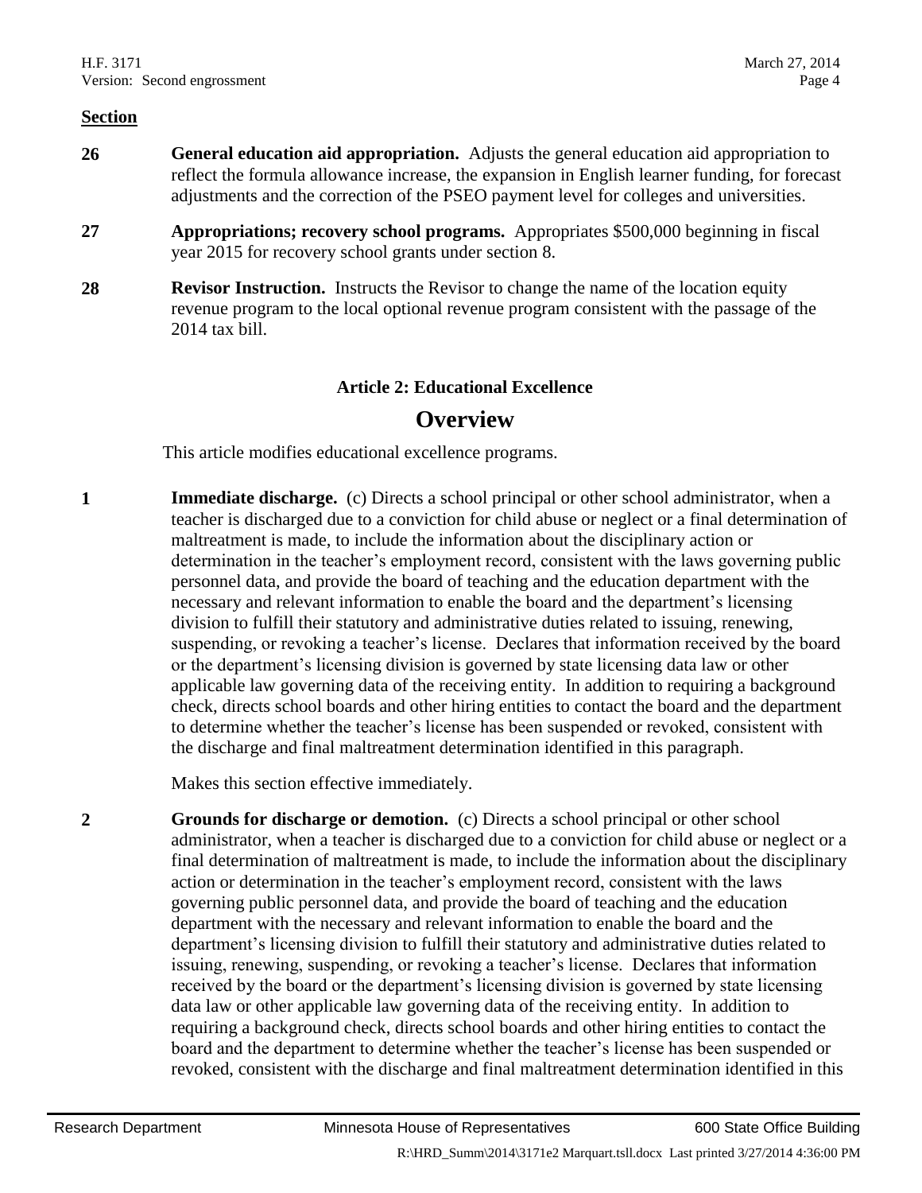**Section**

**26** **General education aid appropriation.** Adjusts the general education aid appropriation to reflect the formula allowance increase, the expansion in English learner funding, for forecast adjustments and the correction of the PSEO payment level for colleges and universities.

**27** **Appropriations; recovery school programs.** Appropriates $500,000 beginning in fiscal year 2015 for recovery school grants under section 8.

**28** **Revisor Instruction.** Instructs the Revisor to change the name of the location equity revenue program to the local optional revenue program consistent with the passage of the 2014 tax bill.

### Article 2: Educational Excellence

## Overview

This article modifies educational excellence programs.

**1** **Immediate discharge.** (c) Directs a school principal or other school administrator, when a teacher is discharged due to a conviction for child abuse or neglect or a final determination of maltreatment is made, to include the information about the disciplinary action or determination in the teacher's employment record, consistent with the laws governing public personnel data, and provide the board of teaching and the education department with the necessary and relevant information to enable the board and the department's licensing division to fulfill their statutory and administrative duties related to issuing, renewing, suspending, or revoking a teacher's license. Declares that information received by the board or the department's licensing division is governed by state licensing data law or other applicable law governing data of the receiving entity. In addition to requiring a background check, directs school boards and other hiring entities to contact the board and the department to determine whether the teacher's license has been suspended or revoked, consistent with the discharge and final maltreatment determination identified in this paragraph.

Makes this section effective immediately.

**2** **Grounds for discharge or demotion.** (c) Directs a school principal or other school administrator, when a teacher is discharged due to a conviction for child abuse or neglect or a final determination of maltreatment is made, to include the information about the disciplinary action or determination in the teacher's employment record, consistent with the laws governing public personnel data, and provide the board of teaching and the education department with the necessary and relevant information to enable the board and the department's licensing division to fulfill their statutory and administrative duties related to issuing, renewing, suspending, or revoking a teacher's license. Declares that information received by the board or the department's licensing division is governed by state licensing data law or other applicable law governing data of the receiving entity. In addition to requiring a background check, directs school boards and other hiring entities to contact the board and the department to determine whether the teacher's license has been suspended or revoked, consistent with the discharge and final maltreatment determination identified in this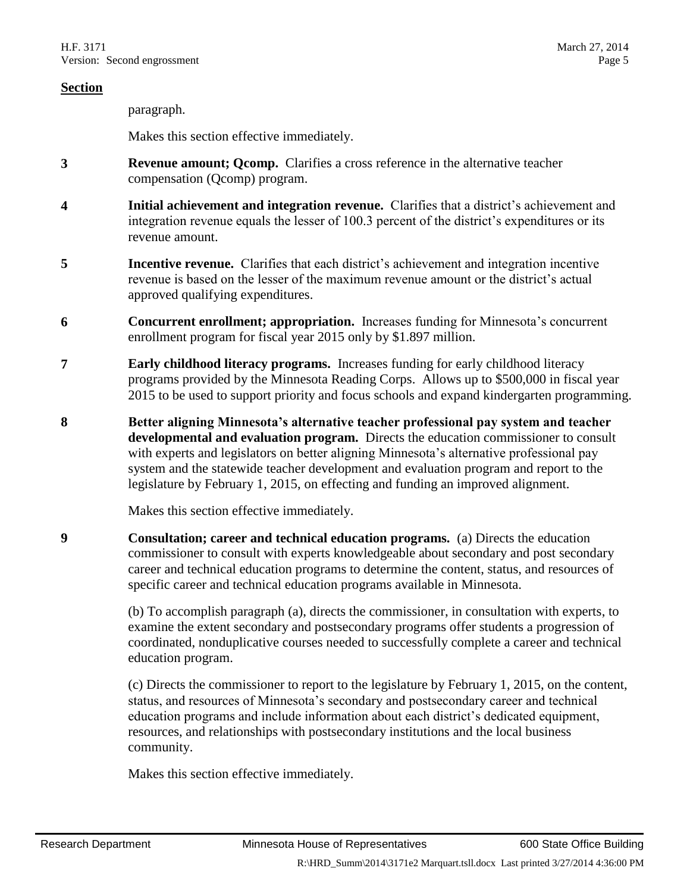**Section**

paragraph.

Makes this section effective immediately.

**3** **Revenue amount; Qcomp.** Clarifies a cross reference in the alternative teacher compensation (Qcomp) program.

**4** **Initial achievement and integration revenue.** Clarifies that a district's achievement and integration revenue equals the lesser of 100.3 percent of the district's expenditures or its revenue amount.

**5** **Incentive revenue.** Clarifies that each district's achievement and integration incentive revenue is based on the lesser of the maximum revenue amount or the district's actual approved qualifying expenditures.

**6** **Concurrent enrollment; appropriation.** Increases funding for Minnesota's concurrent enrollment program for fiscal year 2015 only by $1.897 million.

**7** **Early childhood literacy programs.** Increases funding for early childhood literacy programs provided by the Minnesota Reading Corps. Allows up to $500,000 in fiscal year 2015 to be used to support priority and focus schools and expand kindergarten programming.

**8** **Better aligning Minnesota's alternative teacher professional pay system and teacher developmental and evaluation program.** Directs the education commissioner to consult with experts and legislators on better aligning Minnesota's alternative professional pay system and the statewide teacher development and evaluation program and report to the legislature by February 1, 2015, on effecting and funding an improved alignment.

Makes this section effective immediately.

**9** **Consultation; career and technical education programs.** (a) Directs the education commissioner to consult with experts knowledgeable about secondary and post secondary career and technical education programs to determine the content, status, and resources of specific career and technical education programs available in Minnesota.

(b) To accomplish paragraph (a), directs the commissioner, in consultation with experts, to examine the extent secondary and postsecondary programs offer students a progression of coordinated, nonduplicative courses needed to successfully complete a career and technical education program.

(c) Directs the commissioner to report to the legislature by February 1, 2015, on the content, status, and resources of Minnesota's secondary and postsecondary career and technical education programs and include information about each district's dedicated equipment, resources, and relationships with postsecondary institutions and the local business community.

Makes this section effective immediately.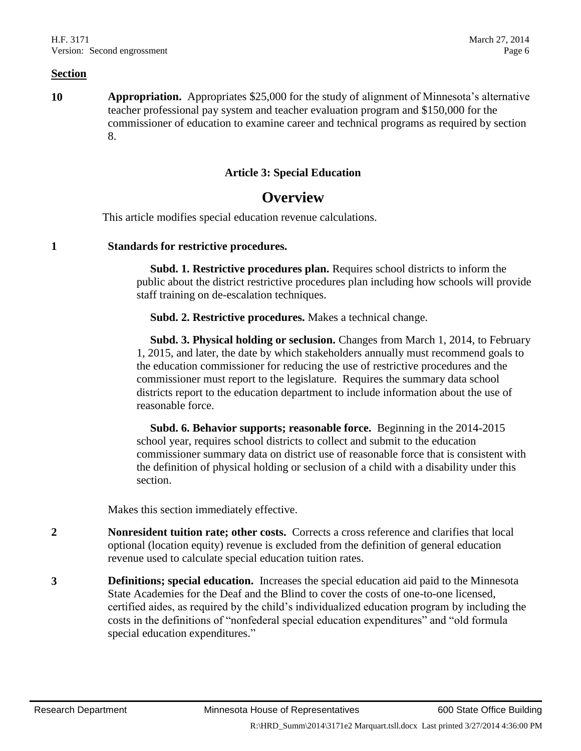**Section**

**10** **Appropriation.** Appropriates $25,000 for the study of alignment of Minnesota's alternative teacher professional pay system and teacher evaluation program and $150,000 for the commissioner of education to examine career and technical programs as required by section 8.

### Article 3: Special Education

## Overview

This article modifies special education revenue calculations.

**1** **Standards for restrictive procedures.**

**Subd. 1. Restrictive procedures plan.** Requires school districts to inform the public about the district restrictive procedures plan including how schools will provide staff training on de-escalation techniques.

**Subd. 2. Restrictive procedures.** Makes a technical change.

**Subd. 3. Physical holding or seclusion.** Changes from March 1, 2014, to February 1, 2015, and later, the date by which stakeholders annually must recommend goals to the education commissioner for reducing the use of restrictive procedures and the commissioner must report to the legislature. Requires the summary data school districts report to the education department to include information about the use of reasonable force.

**Subd. 6. Behavior supports; reasonable force.** Beginning in the 2014-2015 school year, requires school districts to collect and submit to the education commissioner summary data on district use of reasonable force that is consistent with the definition of physical holding or seclusion of a child with a disability under this section.

Makes this section immediately effective.

**2** **Nonresident tuition rate; other costs.** Corrects a cross reference and clarifies that local optional (location equity) revenue is excluded from the definition of general education revenue used to calculate special education tuition rates.

**3** **Definitions; special education.** Increases the special education aid paid to the Minnesota State Academies for the Deaf and the Blind to cover the costs of one-to-one licensed, certified aides, as required by the child's individualized education program by including the costs in the definitions of "nonfederal special education expenditures" and "old formula special education expenditures."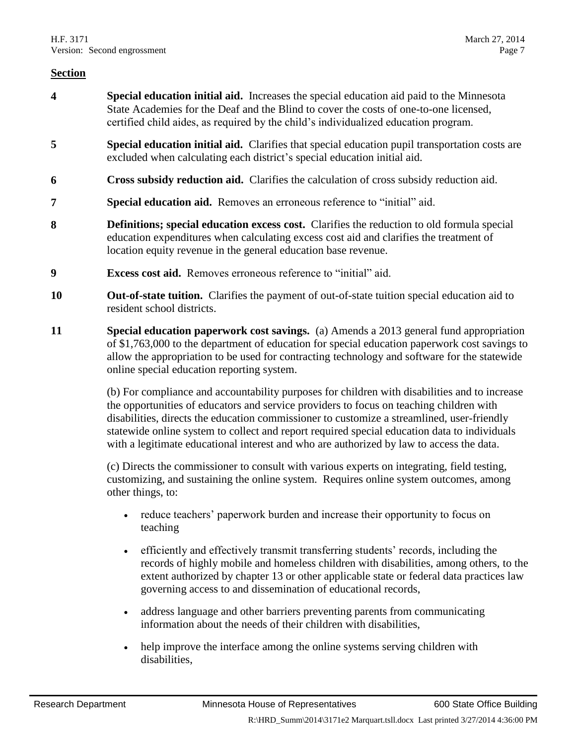**Section**

**4** **Special education initial aid.** Increases the special education aid paid to the Minnesota State Academies for the Deaf and the Blind to cover the costs of one-to-one licensed, certified child aides, as required by the child's individualized education program.

**5** **Special education initial aid.** Clarifies that special education pupil transportation costs are excluded when calculating each district's special education initial aid.

**6** **Cross subsidy reduction aid.** Clarifies the calculation of cross subsidy reduction aid.

**7** **Special education aid.** Removes an erroneous reference to "initial" aid.

**8** **Definitions; special education excess cost.** Clarifies the reduction to old formula special education expenditures when calculating excess cost aid and clarifies the treatment of location equity revenue in the general education base revenue.

**9** **Excess cost aid.** Removes erroneous reference to "initial" aid.

**10** **Out-of-state tuition.** Clarifies the payment of out-of-state tuition special education aid to resident school districts.

**11** **Special education paperwork cost savings.** (a) Amends a 2013 general fund appropriation of $1,763,000 to the department of education for special education paperwork cost savings to allow the appropriation to be used for contracting technology and software for the statewide online special education reporting system.

(b) For compliance and accountability purposes for children with disabilities and to increase the opportunities of educators and service providers to focus on teaching children with disabilities, directs the education commissioner to customize a streamlined, user-friendly statewide online system to collect and report required special education data to individuals with a legitimate educational interest and who are authorized by law to access the data.

(c) Directs the commissioner to consult with various experts on integrating, field testing, customizing, and sustaining the online system. Requires online system outcomes, among other things, to:

- reduce teachers' paperwork burden and increase their opportunity to focus on teaching
- efficiently and effectively transmit transferring students' records, including the records of highly mobile and homeless children with disabilities, among others, to the extent authorized by chapter 13 or other applicable state or federal data practices law governing access to and dissemination of educational records,
- address language and other barriers preventing parents from communicating information about the needs of their children with disabilities,
- help improve the interface among the online systems serving children with disabilities,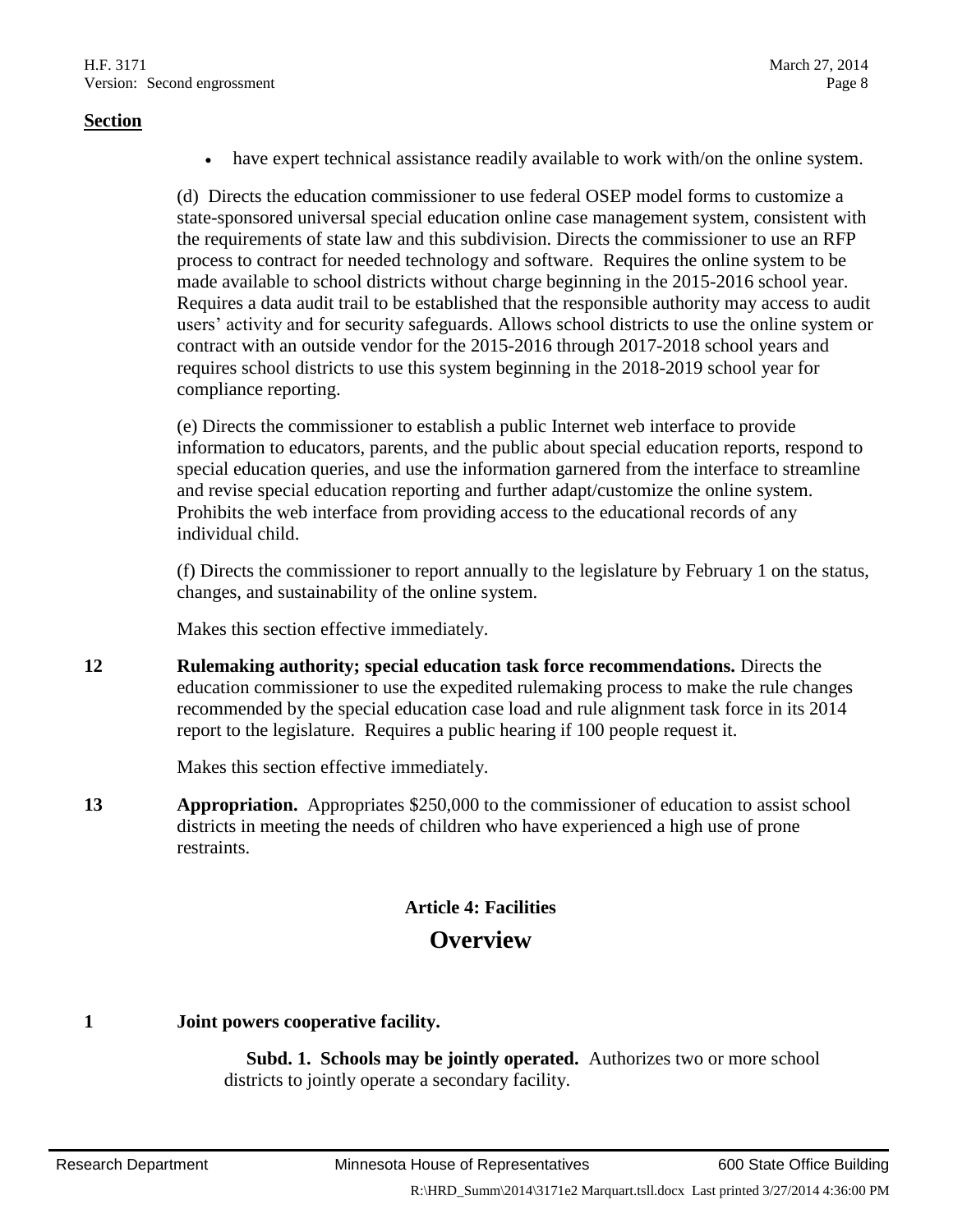**Section**

- have expert technical assistance readily available to work with/on the online system.

(d) Directs the education commissioner to use federal OSEP model forms to customize a state-sponsored universal special education online case management system, consistent with the requirements of state law and this subdivision. Directs the commissioner to use an RFP process to contract for needed technology and software. Requires the online system to be made available to school districts without charge beginning in the 2015-2016 school year. Requires a data audit trail to be established that the responsible authority may access to audit users' activity and for security safeguards. Allows school districts to use the online system or contract with an outside vendor for the 2015-2016 through 2017-2018 school years and requires school districts to use this system beginning in the 2018-2019 school year for compliance reporting.

(e) Directs the commissioner to establish a public Internet web interface to provide information to educators, parents, and the public about special education reports, respond to special education queries, and use the information garnered from the interface to streamline and revise special education reporting and further adapt/customize the online system. Prohibits the web interface from providing access to the educational records of any individual child.

(f) Directs the commissioner to report annually to the legislature by February 1 on the status, changes, and sustainability of the online system.

Makes this section effective immediately.

**12** **Rulemaking authority; special education task force recommendations.** Directs the education commissioner to use the expedited rulemaking process to make the rule changes recommended by the special education case load and rule alignment task force in its 2014 report to the legislature. Requires a public hearing if 100 people request it.

Makes this section effective immediately.

**13** **Appropriation.** Appropriates $250,000 to the commissioner of education to assist school districts in meeting the needs of children who have experienced a high use of prone restraints.

## Article 4: Facilities

## Overview

**1** **Joint powers cooperative facility.**

**Subd. 1. Schools may be jointly operated.** Authorizes two or more school districts to jointly operate a secondary facility.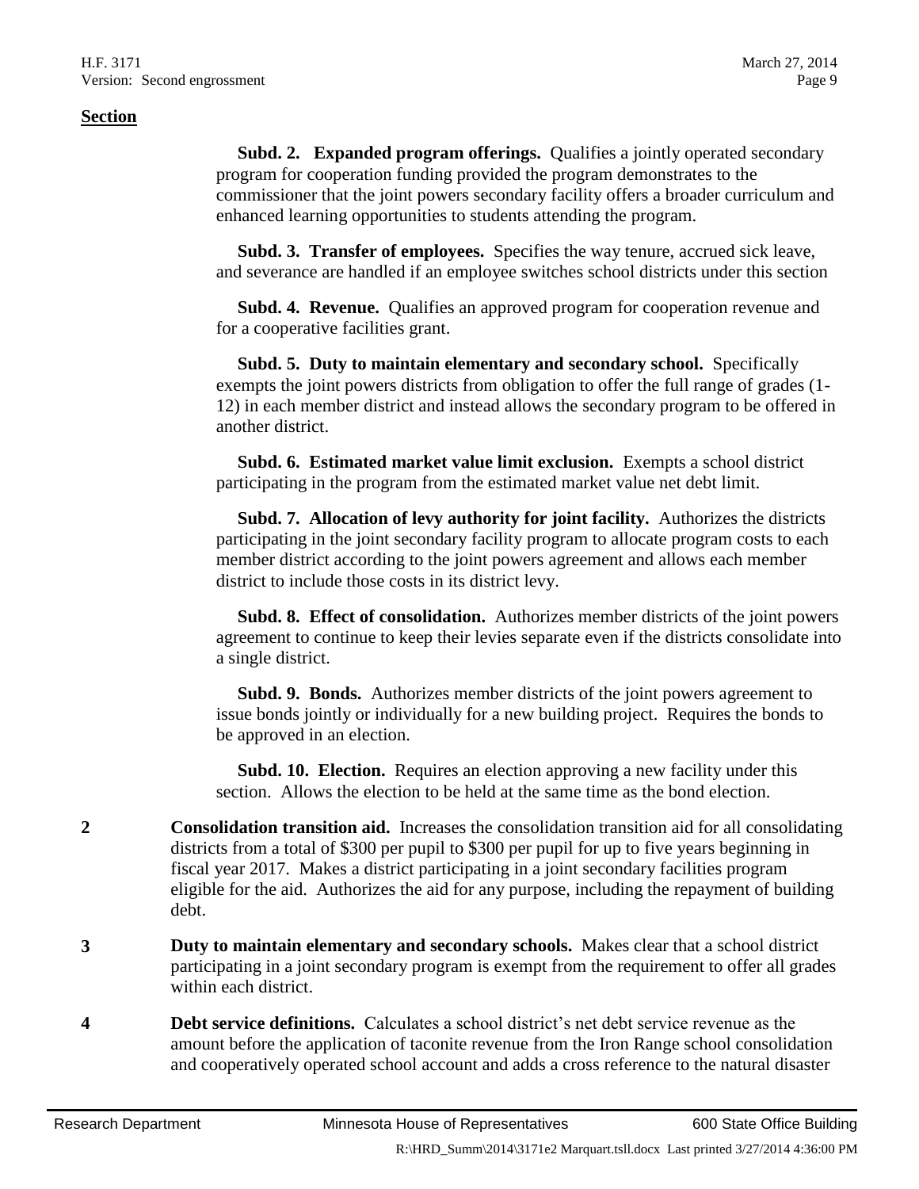**Section**

**Subd. 2. Expanded program offerings.** Qualifies a jointly operated secondary program for cooperation funding provided the program demonstrates to the commissioner that the joint powers secondary facility offers a broader curriculum and enhanced learning opportunities to students attending the program.

**Subd. 3. Transfer of employees.** Specifies the way tenure, accrued sick leave, and severance are handled if an employee switches school districts under this section

**Subd. 4. Revenue.** Qualifies an approved program for cooperation revenue and for a cooperative facilities grant.

**Subd. 5. Duty to maintain elementary and secondary school.** Specifically exempts the joint powers districts from obligation to offer the full range of grades (1-12) in each member district and instead allows the secondary program to be offered in another district.

**Subd. 6. Estimated market value limit exclusion.** Exempts a school district participating in the program from the estimated market value net debt limit.

**Subd. 7. Allocation of levy authority for joint facility.** Authorizes the districts participating in the joint secondary facility program to allocate program costs to each member district according to the joint powers agreement and allows each member district to include those costs in its district levy.

**Subd. 8. Effect of consolidation.** Authorizes member districts of the joint powers agreement to continue to keep their levies separate even if the districts consolidate into a single district.

**Subd. 9. Bonds.** Authorizes member districts of the joint powers agreement to issue bonds jointly or individually for a new building project. Requires the bonds to be approved in an election.

**Subd. 10. Election.** Requires an election approving a new facility under this section. Allows the election to be held at the same time as the bond election.

**2** **Consolidation transition aid.** Increases the consolidation transition aid for all consolidating districts from a total of $300 per pupil to $300 per pupil for up to five years beginning in fiscal year 2017. Makes a district participating in a joint secondary facilities program eligible for the aid. Authorizes the aid for any purpose, including the repayment of building debt.

**3** **Duty to maintain elementary and secondary schools.** Makes clear that a school district participating in a joint secondary program is exempt from the requirement to offer all grades within each district.

**4** **Debt service definitions.** Calculates a school district's net debt service revenue as the amount before the application of taconite revenue from the Iron Range school consolidation and cooperatively operated school account and adds a cross reference to the natural disaster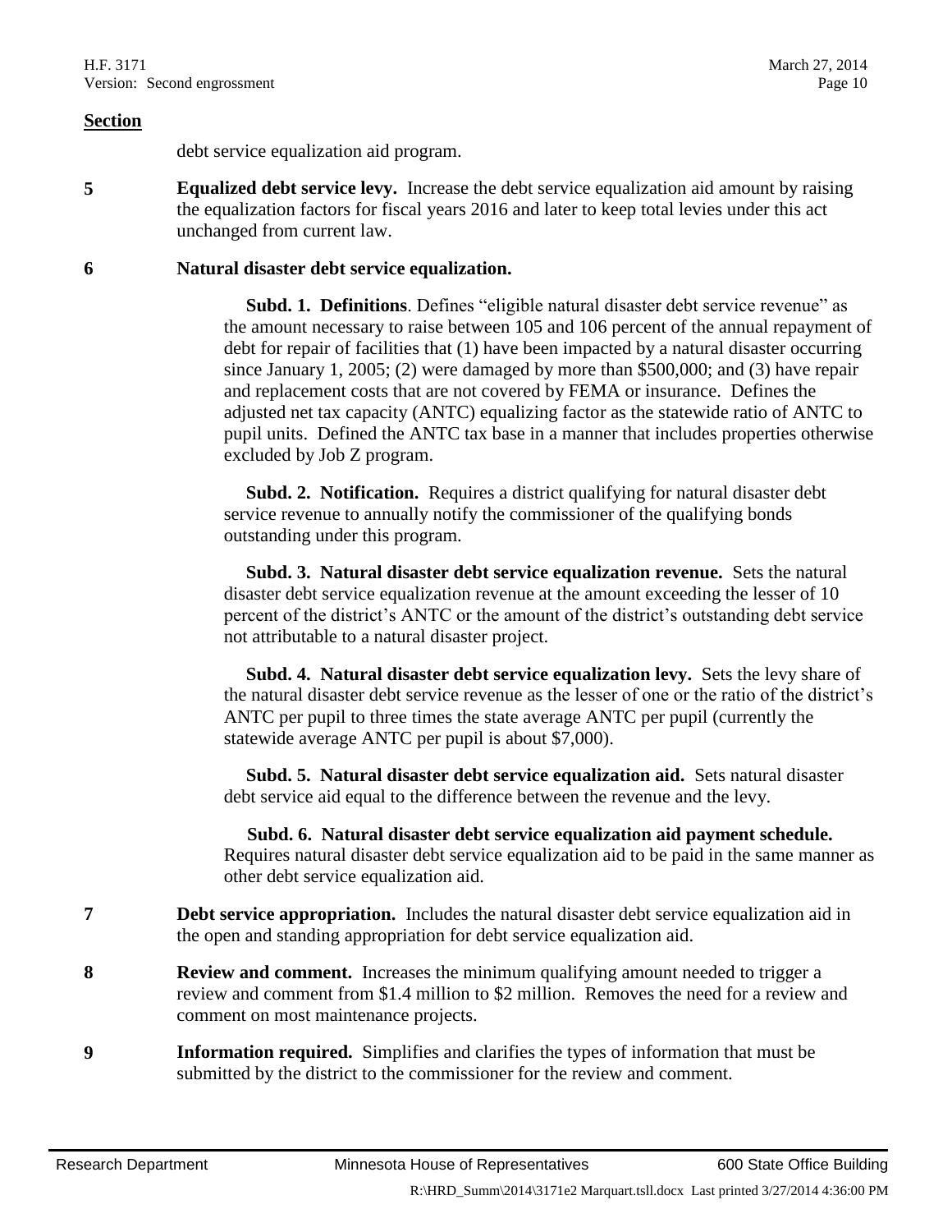**Section**

debt service equalization aid program.

**5** **Equalized debt service levy.** Increase the debt service equalization aid amount by raising the equalization factors for fiscal years 2016 and later to keep total levies under this act unchanged from current law.

**6** **Natural disaster debt service equalization.**

**Subd. 1. Definitions**. Defines "eligible natural disaster debt service revenue" as the amount necessary to raise between 105 and 106 percent of the annual repayment of debt for repair of facilities that (1) have been impacted by a natural disaster occurring since January 1, 2005; (2) were damaged by more than $500,000; and (3) have repair and replacement costs that are not covered by FEMA or insurance. Defines the adjusted net tax capacity (ANTC) equalizing factor as the statewide ratio of ANTC to pupil units. Defined the ANTC tax base in a manner that includes properties otherwise excluded by Job Z program.

**Subd. 2. Notification.** Requires a district qualifying for natural disaster debt service revenue to annually notify the commissioner of the qualifying bonds outstanding under this program.

**Subd. 3. Natural disaster debt service equalization revenue.** Sets the natural disaster debt service equalization revenue at the amount exceeding the lesser of 10 percent of the district's ANTC or the amount of the district's outstanding debt service not attributable to a natural disaster project.

**Subd. 4. Natural disaster debt service equalization levy.** Sets the levy share of the natural disaster debt service revenue as the lesser of one or the ratio of the district's ANTC per pupil to three times the state average ANTC per pupil (currently the statewide average ANTC per pupil is about $7,000).

**Subd. 5. Natural disaster debt service equalization aid.** Sets natural disaster debt service aid equal to the difference between the revenue and the levy.

**Subd. 6. Natural disaster debt service equalization aid payment schedule.** Requires natural disaster debt service equalization aid to be paid in the same manner as other debt service equalization aid.

**7** **Debt service appropriation.** Includes the natural disaster debt service equalization aid in the open and standing appropriation for debt service equalization aid.

**8** **Review and comment.** Increases the minimum qualifying amount needed to trigger a review and comment from $1.4 million to $2 million. Removes the need for a review and comment on most maintenance projects.

**9** **Information required.** Simplifies and clarifies the types of information that must be submitted by the district to the commissioner for the review and comment.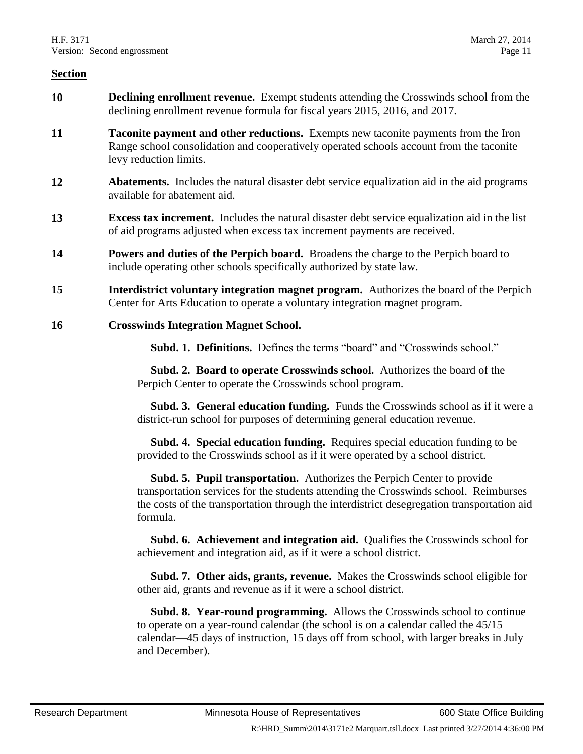**Section**

**10** **Declining enrollment revenue.** Exempt students attending the Crosswinds school from the declining enrollment revenue formula for fiscal years 2015, 2016, and 2017.

**11** **Taconite payment and other reductions.** Exempts new taconite payments from the Iron Range school consolidation and cooperatively operated schools account from the taconite levy reduction limits.

**12** **Abatements.** Includes the natural disaster debt service equalization aid in the aid programs available for abatement aid.

**13** **Excess tax increment.** Includes the natural disaster debt service equalization aid in the list of aid programs adjusted when excess tax increment payments are received.

**14** **Powers and duties of the Perpich board.** Broadens the charge to the Perpich board to include operating other schools specifically authorized by state law.

**15** **Interdistrict voluntary integration magnet program.** Authorizes the board of the Perpich Center for Arts Education to operate a voluntary integration magnet program.

**16** **Crosswinds Integration Magnet School.**

**Subd. 1. Definitions.** Defines the terms "board" and "Crosswinds school."

**Subd. 2. Board to operate Crosswinds school.** Authorizes the board of the Perpich Center to operate the Crosswinds school program.

**Subd. 3. General education funding.** Funds the Crosswinds school as if it were a district-run school for purposes of determining general education revenue.

**Subd. 4. Special education funding.** Requires special education funding to be provided to the Crosswinds school as if it were operated by a school district.

**Subd. 5. Pupil transportation.** Authorizes the Perpich Center to provide transportation services for the students attending the Crosswinds school. Reimburses the costs of the transportation through the interdistrict desegregation transportation aid formula.

**Subd. 6. Achievement and integration aid.** Qualifies the Crosswinds school for achievement and integration aid, as if it were a school district.

**Subd. 7. Other aids, grants, revenue.** Makes the Crosswinds school eligible for other aid, grants and revenue as if it were a school district.

**Subd. 8. Year-round programming.** Allows the Crosswinds school to continue to operate on a year-round calendar (the school is on a calendar called the 45/15 calendar—45 days of instruction, 15 days off from school, with larger breaks in July and December).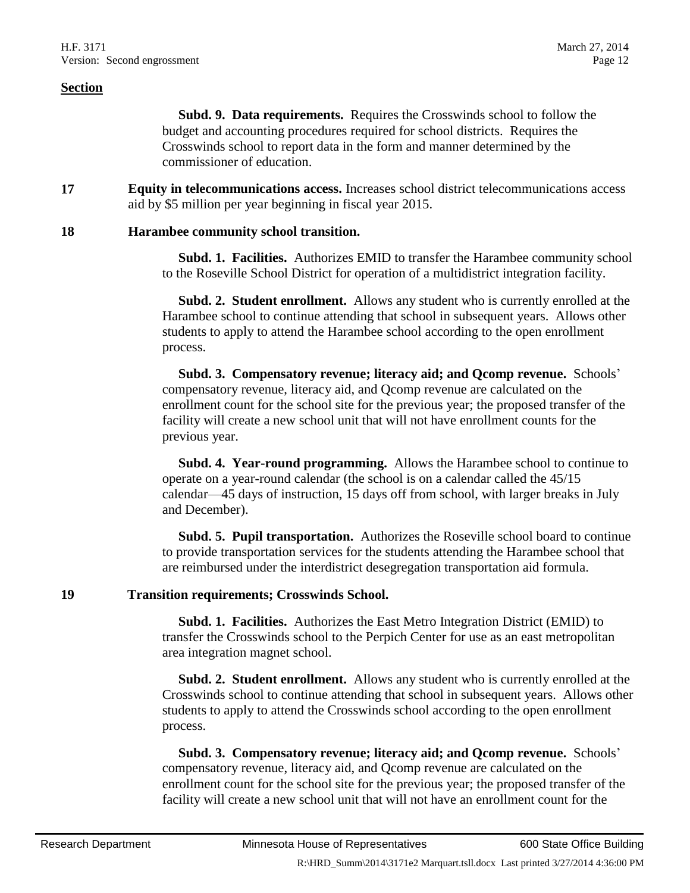**Section**

**Subd. 9. Data requirements.** Requires the Crosswinds school to follow the budget and accounting procedures required for school districts. Requires the Crosswinds school to report data in the form and manner determined by the commissioner of education.

**17** **Equity in telecommunications access.** Increases school district telecommunications access aid by $5 million per year beginning in fiscal year 2015.

**18** **Harambee community school transition.**

**Subd. 1. Facilities.** Authorizes EMID to transfer the Harambee community school to the Roseville School District for operation of a multidistrict integration facility.

**Subd. 2. Student enrollment.** Allows any student who is currently enrolled at the Harambee school to continue attending that school in subsequent years. Allows other students to apply to attend the Harambee school according to the open enrollment process.

**Subd. 3. Compensatory revenue; literacy aid; and Qcomp revenue.** Schools' compensatory revenue, literacy aid, and Qcomp revenue are calculated on the enrollment count for the school site for the previous year; the proposed transfer of the facility will create a new school unit that will not have enrollment counts for the previous year.

**Subd. 4. Year-round programming.** Allows the Harambee school to continue to operate on a year-round calendar (the school is on a calendar called the 45/15 calendar—45 days of instruction, 15 days off from school, with larger breaks in July and December).

**Subd. 5. Pupil transportation.** Authorizes the Roseville school board to continue to provide transportation services for the students attending the Harambee school that are reimbursed under the interdistrict desegregation transportation aid formula.

**19** **Transition requirements; Crosswinds School.**

**Subd. 1. Facilities.** Authorizes the East Metro Integration District (EMID) to transfer the Crosswinds school to the Perpich Center for use as an east metropolitan area integration magnet school.

**Subd. 2. Student enrollment.** Allows any student who is currently enrolled at the Crosswinds school to continue attending that school in subsequent years. Allows other students to apply to attend the Crosswinds school according to the open enrollment process.

**Subd. 3. Compensatory revenue; literacy aid; and Qcomp revenue.** Schools' compensatory revenue, literacy aid, and Qcomp revenue are calculated on the enrollment count for the school site for the previous year; the proposed transfer of the facility will create a new school unit that will not have an enrollment count for the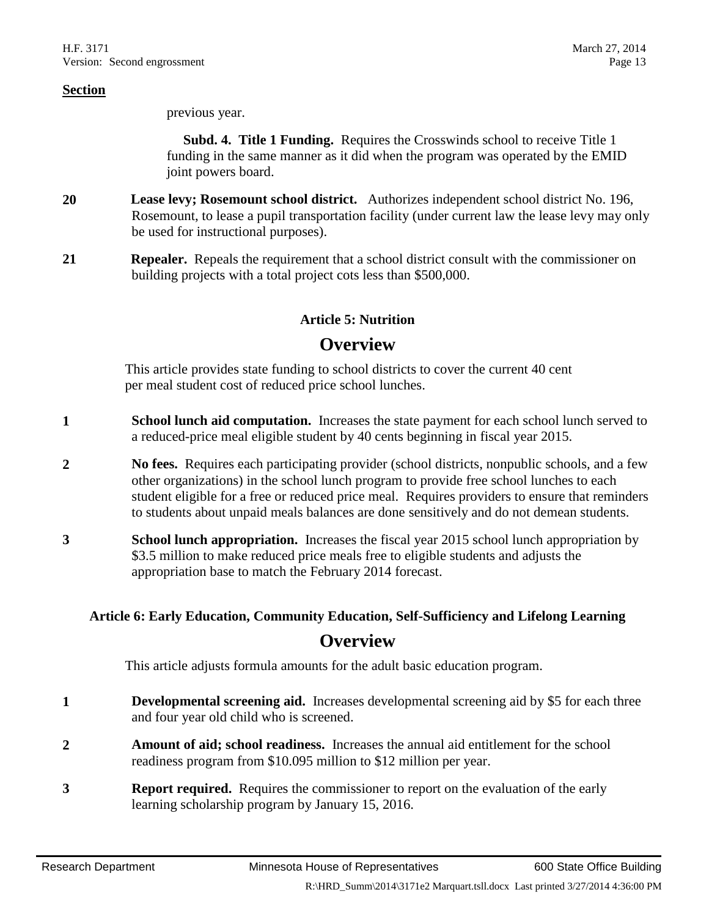**Section**

previous year.

**Subd. 4. Title 1 Funding.** Requires the Crosswinds school to receive Title 1 funding in the same manner as it did when the program was operated by the EMID joint powers board.

**20** **Lease levy; Rosemount school district.** Authorizes independent school district No. 196, Rosemount, to lease a pupil transportation facility (under current law the lease levy may only be used for instructional purposes).

**21** **Repealer.** Repeals the requirement that a school district consult with the commissioner on building projects with a total project cots less than $500,000.

### Article 5: Nutrition

## Overview

This article provides state funding to school districts to cover the current 40 cent per meal student cost of reduced price school lunches.

**1** **School lunch aid computation.** Increases the state payment for each school lunch served to a reduced-price meal eligible student by 40 cents beginning in fiscal year 2015.

**2** **No fees.** Requires each participating provider (school districts, nonpublic schools, and a few other organizations) in the school lunch program to provide free school lunches to each student eligible for a free or reduced price meal. Requires providers to ensure that reminders to students about unpaid meals balances are done sensitively and do not demean students.

**3** **School lunch appropriation.** Increases the fiscal year 2015 school lunch appropriation by $3.5 million to make reduced price meals free to eligible students and adjusts the appropriation base to match the February 2014 forecast.

### Article 6: Early Education, Community Education, Self-Sufficiency and Lifelong Learning

## Overview

This article adjusts formula amounts for the adult basic education program.

**1** **Developmental screening aid.** Increases developmental screening aid by $5 for each three and four year old child who is screened.

**2** **Amount of aid; school readiness.** Increases the annual aid entitlement for the school readiness program from $10.095 million to $12 million per year.

**3** **Report required.** Requires the commissioner to report on the evaluation of the early learning scholarship program by January 15, 2016.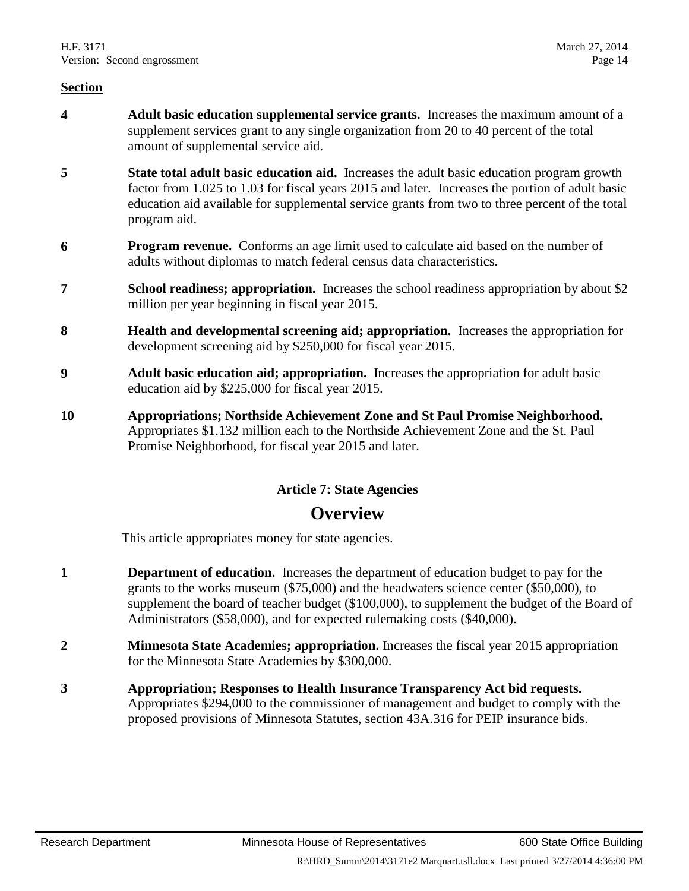**Section**

**4** **Adult basic education supplemental service grants.** Increases the maximum amount of a supplement services grant to any single organization from 20 to 40 percent of the total amount of supplemental service aid.

**5** **State total adult basic education aid.** Increases the adult basic education program growth factor from 1.025 to 1.03 for fiscal years 2015 and later. Increases the portion of adult basic education aid available for supplemental service grants from two to three percent of the total program aid.

**6** **Program revenue.** Conforms an age limit used to calculate aid based on the number of adults without diplomas to match federal census data characteristics.

**7** **School readiness; appropriation.** Increases the school readiness appropriation by about $2 million per year beginning in fiscal year 2015.

**8** **Health and developmental screening aid; appropriation.** Increases the appropriation for development screening aid by $250,000 for fiscal year 2015.

**9** **Adult basic education aid; appropriation.** Increases the appropriation for adult basic education aid by $225,000 for fiscal year 2015.

**10** **Appropriations; Northside Achievement Zone and St Paul Promise Neighborhood.** Appropriates $1.132 million each to the Northside Achievement Zone and the St. Paul Promise Neighborhood, for fiscal year 2015 and later.

### Article 7: State Agencies

## Overview

This article appropriates money for state agencies.

**1** **Department of education.** Increases the department of education budget to pay for the grants to the works museum ($75,000) and the headwaters science center ($50,000), to supplement the board of teacher budget ($100,000), to supplement the budget of the Board of Administrators ($58,000), and for expected rulemaking costs ($40,000).

**2** **Minnesota State Academies; appropriation.** Increases the fiscal year 2015 appropriation for the Minnesota State Academies by $300,000.

**3** **Appropriation; Responses to Health Insurance Transparency Act bid requests.** Appropriates $294,000 to the commissioner of management and budget to comply with the proposed provisions of Minnesota Statutes, section 43A.316 for PEIP insurance bids.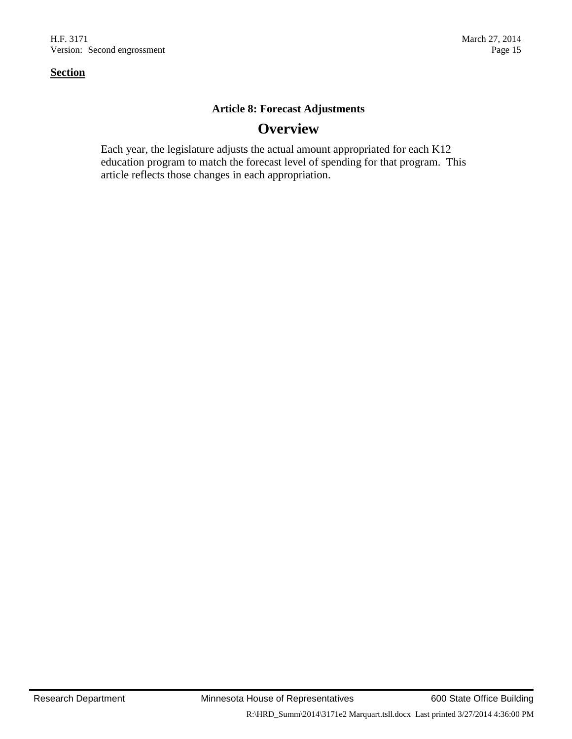**Section**

### Article 8: Forecast Adjustments

## Overview

Each year, the legislature adjusts the actual amount appropriated for each K12 education program to match the forecast level of spending for that program. This article reflects those changes in each appropriation.